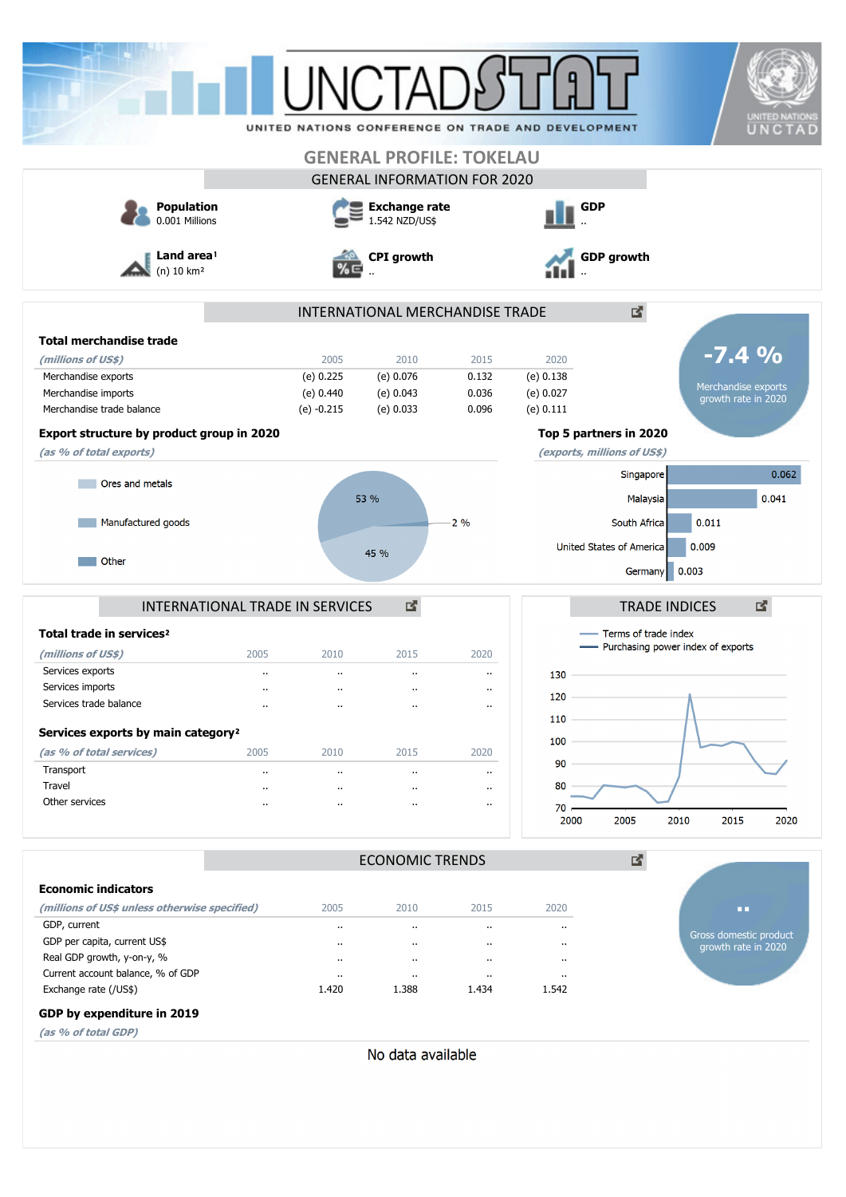# GENERAL PROFILE: TOKELAU

## GENERAL INFORMATION FOR 2020

**Population**
0.001 Millions

**Exchange rate**
1.542 NZD/US$

**GDP**
..

**Land area**[1]
(n) 10 km²

**CPI growth**
..

**GDP growth**
..

## INTERNATIONAL MERCHANDISE TRADE

### Total merchandise trade

| *(millions of US$)* | 2005 | 2010 | 2015 | 2020 |
|---|---|---|---|---|
| Merchandise exports | (e) 0.225 | (e) 0.076 | 0.132 | (e) 0.138 |
| Merchandise imports | (e) 0.440 | (e) 0.043 | 0.036 | (e) 0.027 |
| Merchandise trade balance | (e) -0.215 | (e) 0.033 | 0.096 | (e) 0.111 |

**-7.4 %**
Merchandise exports growth rate in 2020

### Export structure by product group in 2020

*(as % of total exports)*

| Product group | % |
|---|---|
| Ores and metals | 2 % |
| Manufactured goods | 45 % |
| Other | 53 % |

### Top 5 partners in 2020

*(exports, millions of US$)*

| Partner | Value |
|---|---|
| Singapore | 0.062 |
| Malaysia | 0.041 |
| South Africa | 0.011 |
| United States of America | 0.009 |
| Germany | 0.003 |

## INTERNATIONAL TRADE IN SERVICES

### Total trade in services[2]

| *(millions of US$)* | 2005 | 2010 | 2015 | 2020 |
|---|---|---|---|---|
| Services exports | .. | .. | .. | .. |
| Services imports | .. | .. | .. | .. |
| Services trade balance | .. | .. | .. | .. |

### Services exports by main category[2]

| *(as % of total services)* | 2005 | 2010 | 2015 | 2020 |
|---|---|---|---|---|
| Transport | .. | .. | .. | .. |
| Travel | .. | .. | .. | .. |
| Other services | .. | .. | .. | .. |

## TRADE INDICES

Terms of trade index
Purchasing power index of exports

## ECONOMIC TRENDS

### Economic indicators

| *(millions of US$ unless otherwise specified)* | 2005 | 2010 | 2015 | 2020 |
|---|---|---|---|---|
| GDP, current | .. | .. | .. | .. |
| GDP per capita, current US$ | .. | .. | .. | .. |
| Real GDP growth, y-on-y, % | .. | .. | .. | .. |
| Current account balance, % of GDP | .. | .. | .. | .. |
| Exchange rate (/US$) | 1.420 | 1.388 | 1.434 | 1.542 |

**..**
Gross domestic product growth rate in 2020

### GDP by expenditure in 2019

*(as % of total GDP)*

No data available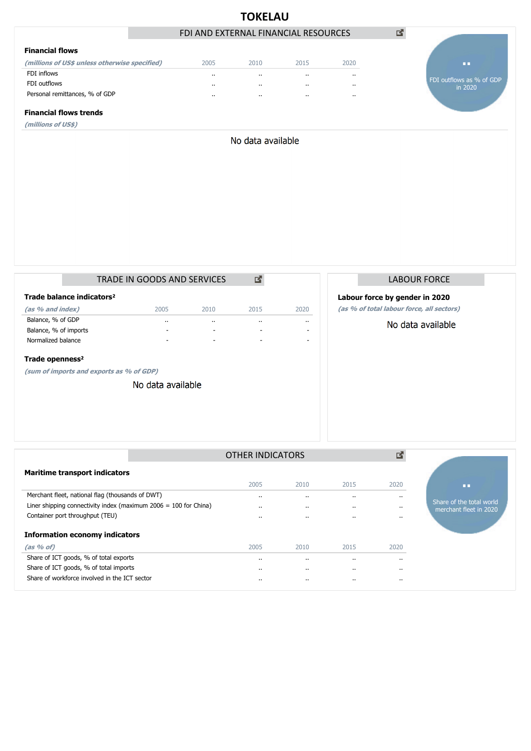# TOKELAU

## FDI AND EXTERNAL FINANCIAL RESOURCES

### Financial flows

| *(millions of US$ unless otherwise specified)* | 2005 | 2010 | 2015 | 2020 |
|---|---|---|---|---|
| FDI inflows | .. | .. | .. | .. |
| FDI outflows | .. | .. | .. | .. |
| Personal remittances, % of GDP | .. | .. | .. | .. |

..
FDI outflows as % of GDP in 2020

### Financial flows trends

*(millions of US$)*

No data available

## TRADE IN GOODS AND SERVICES

### Trade balance indicators[2]

| *(as % and index)* | 2005 | 2010 | 2015 | 2020 |
|---|---|---|---|---|
| Balance, % of GDP | .. | .. | .. | .. |
| Balance, % of imports | - | - | - | - |
| Normalized balance | - | - | - | - |

### Trade openness[2]

*(sum of imports and exports as % of GDP)*

No data available

## LABOUR FORCE

### Labour force by gender in 2020

*(as % of total labour force, all sectors)*

No data available

## OTHER INDICATORS

### Maritime transport indicators

| | 2005 | 2010 | 2015 | 2020 |
|---|---|---|---|---|
| Merchant fleet, national flag (thousands of DWT) | .. | .. | .. | .. |
| Liner shipping connectivity index (maximum 2006 = 100 for China) | .. | .. | .. | .. |
| Container port throughput (TEU) | .. | .. | .. | .. |

..
Share of the total world merchant fleet in 2020

### Information economy indicators

| *(as % of)* | 2005 | 2010 | 2015 | 2020 |
|---|---|---|---|---|
| Share of ICT goods, % of total exports | .. | .. | .. | .. |
| Share of ICT goods, % of total imports | .. | .. | .. | .. |
| Share of workforce involved in the ICT sector | .. | .. | .. | .. |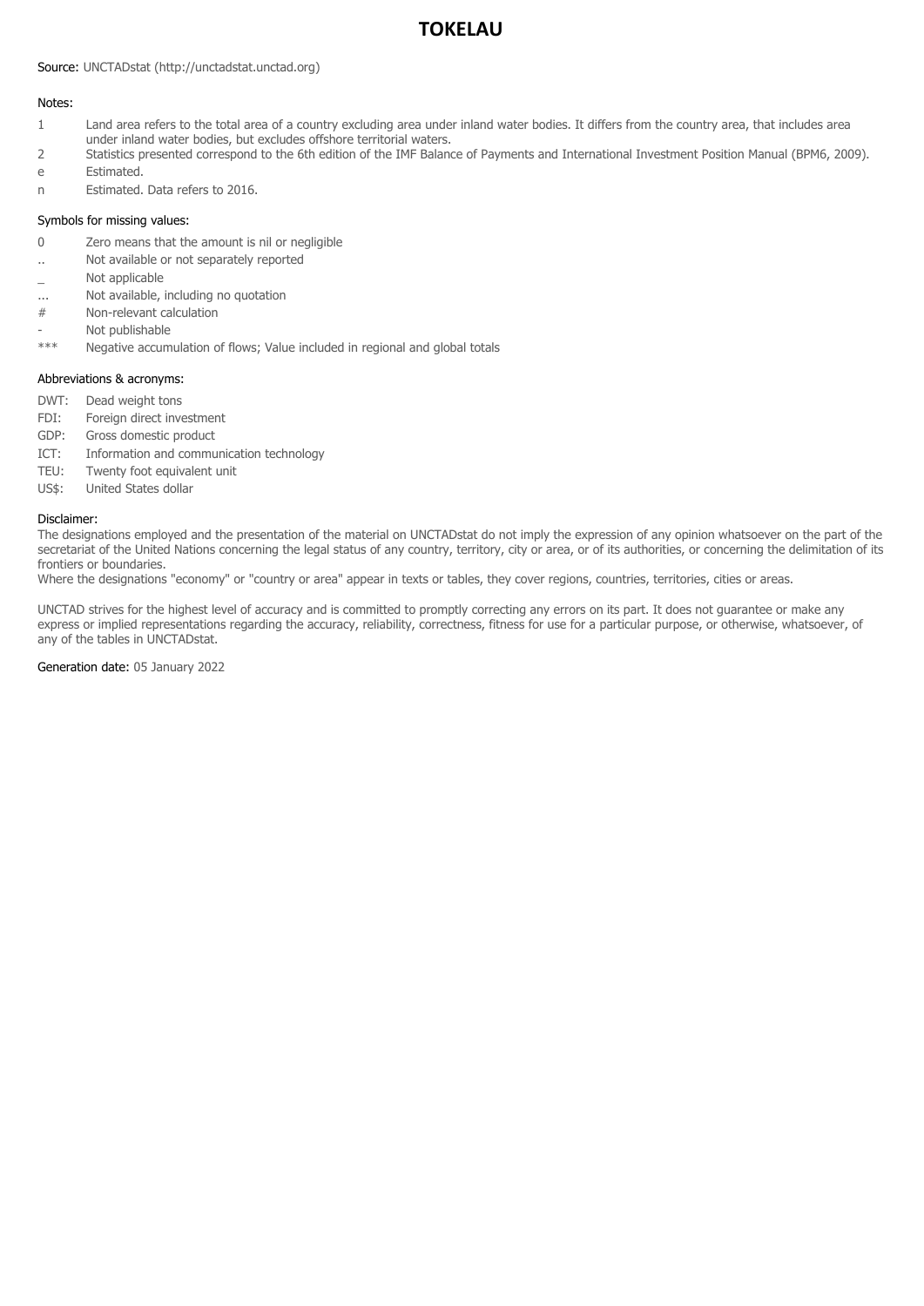# TOKELAU

Source: UNCTADstat (http://unctadstat.unctad.org)

Notes:

| | |
|---|---|
| 1 | Land area refers to the total area of a country excluding area under inland water bodies. It differs from the country area, that includes area under inland water bodies, but excludes offshore territorial waters. |
| 2 | Statistics presented correspond to the 6th edition of the IMF Balance of Payments and International Investment Position Manual (BPM6, 2009). |
| e | Estimated. |
| n | Estimated. Data refers to 2016. |

Symbols for missing values:

| | |
|---|---|
| 0 | Zero means that the amount is nil or negligible |
| .. | Not available or not separately reported |
| _ | Not applicable |
| ... | Not available, including no quotation |
| # | Non-relevant calculation |
| - | Not publishable |
| *** | Negative accumulation of flows; Value included in regional and global totals |

Abbreviations & acronyms:

| | |
|---|---|
| DWT: | Dead weight tons |
| FDI: | Foreign direct investment |
| GDP: | Gross domestic product |
| ICT: | Information and communication technology |
| TEU: | Twenty foot equivalent unit |
| US$: | United States dollar |

Disclaimer:

The designations employed and the presentation of the material on UNCTADstat do not imply the expression of any opinion whatsoever on the part of the secretariat of the United Nations concerning the legal status of any country, territory, city or area, or of its authorities, or concerning the delimitation of its frontiers or boundaries.

Where the designations "economy" or "country or area" appear in texts or tables, they cover regions, countries, territories, cities or areas.

UNCTAD strives for the highest level of accuracy and is committed to promptly correcting any errors on its part. It does not guarantee or make any express or implied representations regarding the accuracy, reliability, correctness, fitness for use for a particular purpose, or otherwise, whatsoever, of any of the tables in UNCTADstat.

Generation date: 05 January 2022